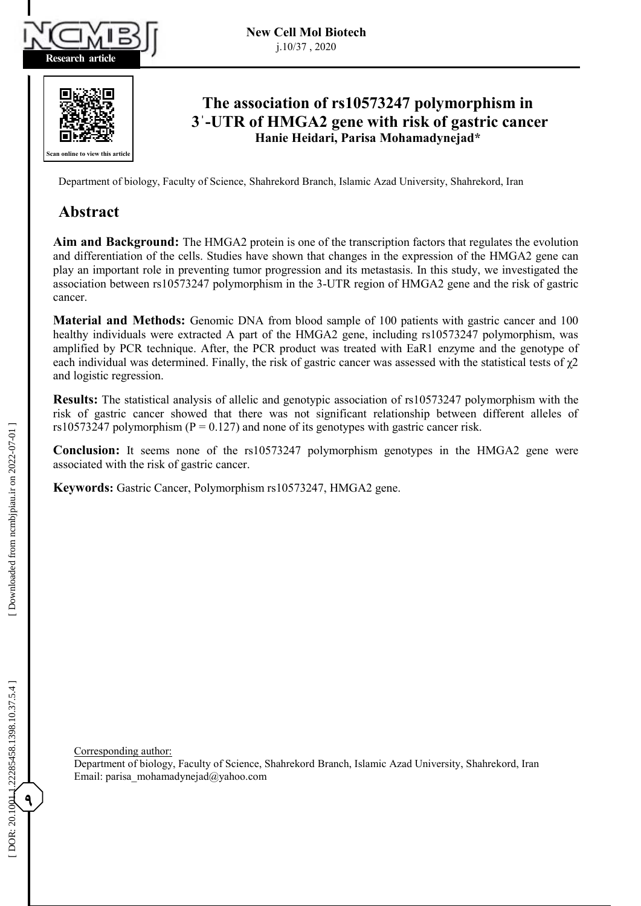Research article

# The association of rs10573247 polymorphism in 3ˈ-UTR of HMGA2 gene with risk of gastric cancer

**Hanie Heidari, Parisa Mohamadynejad***

Department of biology, Faculty of Science, Shahrekord Branch, Islamic Azad University, Shahrekord, Iran

## Abstract

**Aim and Background:** The HMGA2 protein is one of the transcription factors that regulates the evolution and differentiation of the cells. Studies have shown that changes in the expression of the HMGA2 gene can play an important role in preventing tumor progression and its metastasis. In this study, we investigated the association between rs10573247 polymorphism in the 3-UTR region of HMGA2 gene and the risk of gastric cancer.

**Material and Methods:** Genomic DNA from blood sample of 100 patients with gastric cancer and 100 healthy individuals were extracted A part of the HMGA2 gene, including rs10573247 polymorphism, was amplified by PCR technique. After, the PCR product was treated with EaR1 enzyme and the genotype of each individual was determined. Finally, the risk of gastric cancer was assessed with the statistical tests of $\chi2$ and logistic regression.

**Results:** The statistical analysis of allelic and genotypic association of rs10573247 polymorphism with the risk of gastric cancer showed that there was not significant relationship between different alleles of rs10573247 polymorphism ($P = 0.127$) and none of its genotypes with gastric cancer risk.

**Conclusion:** It seems none of the rs10573247 polymorphism genotypes in the HMGA2 gene were associated with the risk of gastric cancer.

**Keywords:** Gastric Cancer, Polymorphism rs10573247, HMGA2 gene.

Corresponding author:
Department of biology, Faculty of Science, Shahrekord Branch, Islamic Azad University, Shahrekord, Iran
Email: parisa_mohamadynejad@yahoo.com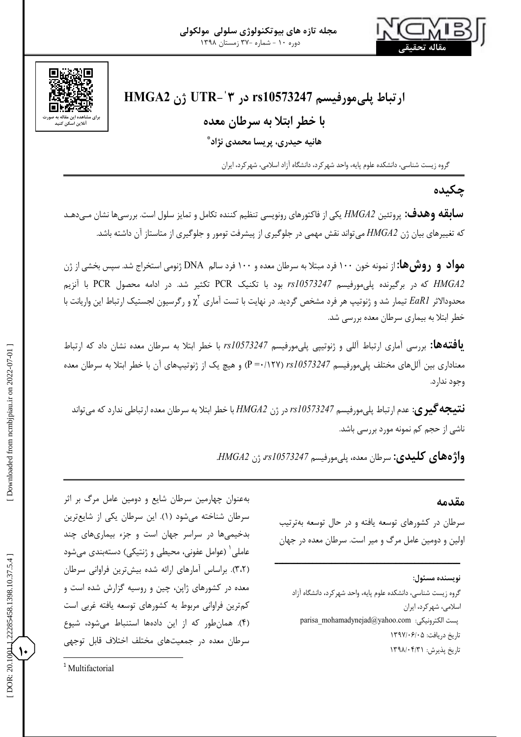# ارتباط پلی‌مورفیسم rs10573247 در ۳'-UTR ژن HMGA2 با خطر ابتلا به سرطان معده

**هانیه حیدری، پریسا محمدی نژاد***

گروه زیست شناسی، دانشکده علوم پایه، واحد شهرکرد، دانشگاه آزاد اسلامی، شهرکرد، ایران

## چکیده

**سابقه وهدف:** پروتئین *HMGA2* یکی از فاکتورهای رونویسی تنظیم کننده تکامل و تمایز سلول است. بررسی‌ها نشان می‌دهد که تغییرهای بیان ژن *HMGA2* می‌تواند نقش مهمی در جلوگیری از پیشرفت تومور و جلوگیری از متاستاز آن داشته باشد.

**مواد و روش‌ها:** از نمونه خون ۱۰۰ فرد مبتلا به سرطان معده و ۱۰۰ فرد سالم DNA ژنومی استخراج شد. سپس بخشی از ژن *HMGA2* که در برگیرنده پلی‌مورفیسم *rs10573247* بود با تکنیک PCR تکثیر شد. در ادامه محصول PCR با آنزیم محدودالاثر *EaR1* تیمار شد و ژنوتیپ هر فرد مشخص گردید. در نهایت با تست آماری $\chi^2$ و رگرسیون لجستیک ارتباط این واریانت با خطر ابتلا به بیماری سرطان معده بررسی شد.

**یافته‌ها:** بررسی آماری ارتباط آللی و ژنوتیپی پلی‌مورفیسم *rs10573247* با خطر ابتلا به سرطان معده نشان داد که ارتباط معناداری بین آلل‌های مختلف پلی‌مورفیسم *rs10573247* (P =۰/۱۲۷) و هیچ یک از ژنوتیپ‌های آن با خطر ابتلا به سرطان معده وجود ندارد.

**نتیجه‌گیری:** عدم ارتباط پلی‌مورفیسم *rs10573247* در ژن *HMGA2* با خطر ابتلا به سرطان معده ارتباطی ندارد که می‌تواند ناشی از حجم کم نمونه مورد بررسی باشد.

**واژه‌های کلیدی:** سرطان معده، پلی‌مورفیسم *rs10573247*، ژن *HMGA2*.

## مقدمه

سرطان در کشورهای توسعه یافته و در حال توسعه به‌ترتیب اولین و دومین عامل مرگ و میر است. سرطان معده در جهان به‌عنوان چهارمین سرطان شایع و دومین عامل مرگ بر اثر سرطان شناخته می‌شود (۱). این سرطان یکی از شایع‌ترین بدخیمی‌ها در سراسر جهان است و جزء بیماری‌های چند عاملی[1] (عوامل عفونی، محیطی و ژنتیکی) دسته‌بندی می‌شود (۳،۲). براساس آمارهای ارائه شده بیش‌ترین فراوانی سرطان معده در کشورهای ژاپن، چین و روسیه گزارش شده است و کم‌ترین فراوانی مربوط به کشورهای توسعه یافته غربی است (۴). همان‌طور که از این داده‌ها استنباط می‌شود، شیوع سرطان معده در جمعیت‌های مختلف اختلاف قابل توجهی

---

**نویسنده مسئول:**
گروه زیست شناسی، دانشکده علوم پایه، واحد شهرکرد، دانشگاه آزاد اسلامی، شهرکرد، ایران
پست الکترونیکی: parisa_mohamadynejad@yahoo.com
تاریخ دریافت: ۱۳۹۷/۰۶/۰۵
تاریخ پذیرش: ۱۳۹۸/۰۴/۳۱

[1] Multifactorial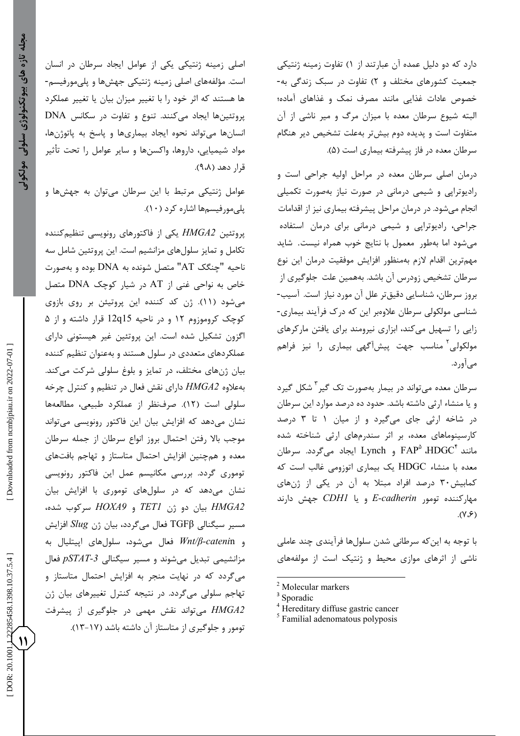دارد که دو دلیل عمده آن عبارتند از ۱) تفاوت زمینه ژنتیکی جمعیت کشورهای مختلف و ۲) تفاوت در سبک زندگی به‌خصوص عادات غذایی مانند مصرف نمک و غذاهای آماده؛ البته شیوع سرطان معده با میزان مرگ و میر ناشی از آن متفاوت است و پدیده دوم بیش‌تر به‌علت تشخیص دیر هنگام سرطان معده در فاز پیشرفته بیماری است (۵).

درمان اصلی سرطان معده در مراحل اولیه جراحی است و رادیوتراپی و شیمی درمانی در صورت نیاز به‌صورت تکمیلی انجام می‌شود. در درمان مراحل پیشرفته بیماری نیز از اقدامات جراحی، رادیوتراپی و شیمی درمانی برای درمان استفاده می‌شود اما به‌طور معمول با نتایج خوب همراه نیست. شاید مهم‌ترین اقدام لازم به‌منظور افزایش موفقیت درمان این نوع سرطان تشخیص زودرس آن باشد. به‌همین علت جلوگیری از بروز سرطان، شناسایی دقیق‌تر علل آن مورد نیاز است. آسیب‌شناسی مولکولی سرطان علاوه‌بر این که درک فرآیند بیماری‌زایی را تسهیل می‌کند، ابزاری نیرومند برای یافتن مارکرهای مولکولی[2] مناسب جهت پیش‌آگهی بیماری را نیز فراهم می‌آورد.

سرطان معده می‌تواند در بیمار به‌صورت تک گیر[3] شکل گیرد و یا منشاء ارثی داشته باشد. حدود ده درصد موارد این سرطان در شاخه ارثی جای می‌گیرد و از میان ۱ تا ۳ درصد کارسینوماهای معده، بر اثر سندرم‌های ارثی شناخته شده مانند HDGC[4]، FAP[5] و Lynch ایجاد می‌گردد. سرطان معده با منشاء HDGC یک بیماری اتوزومی غالب است که کمابیش ۳۰ درصد افراد مبتلا به آن در یکی از ژن‌های مهارکننده تومور *E-cadherin* و یا *CDH1* جهش دارند (۷،۶).

با توجه به این‌که سرطانی شدن سلول‌ها فرآیندی چند عاملی ناشی از اثرهای موازی محیط و ژنتیک است از مولفه‌های اصلی زمینه ژنتیکی یکی از عوامل ایجاد سرطان در انسان است. مؤلفه‌های اصلی زمینه ژنتیکی جهش‌ها و پلی‌مورفیسم‌ها هستند که اثر خود را با تغییر میزان بیان یا تغییر عملکرد پروتئین‌ها ایجاد می‌کنند. تنوع و تفاوت در سکانس DNA انسان‌ها می‌تواند نحوه ایجاد بیماری‌ها و پاسخ به پاتوژن‌ها، مواد شیمیایی، داروها، واکسن‌ها و سایر عوامل را تحت تأثیر قرار دهد (۹،۸).

عوامل ژنتیکی مرتبط با این سرطان می‌توان به جهش‌ها و پلی‌مورفیسم‌ها اشاره کرد (۱۰).

پروتئین *HMGA2* یکی از فاکتورهای رونویسی تنظیم‌کننده تکامل و تمایز سلول‌های مزانشیم است. این پروتئین شامل سه ناحیه "چنگک AT" متصل شونده به DNA بوده و به‌صورت خاص به نواحی غنی از AT در شیار کوچک DNA متصل می‌شود (۱۱). ژن کد کننده این پروتئین بر روی بازوی کوچک کروموزوم ۱۲ و در ناحیه 12q15 قرار داشته و از ۵ اگزون تشکیل شده است. این پروتئین غیر هیستونی دارای عملکردهای متعددی در سلول هستند و به‌عنوان تنظیم کننده بیان ژن‌های مختلف، در تمایز و بلوغ سلولی شرکت می‌کند. به‌علاوه *HMGA2* دارای نقش فعال در تنظیم و کنترل چرخه سلولی است (۱۲). صرف‌نظر از عملکرد طبیعی، مطالعه‌ها نشان می‌دهد که افزایش بیان این فاکتور رونویسی می‌تواند موجب بالا رفتن احتمال بروز انواع سرطان از جمله سرطان معده و هم‌چنین افزایش احتمال متاستاز و تهاجم بافت‌های توموری گردد. بررسی مکانیسم عمل این فاکتور رونویسی نشان می‌دهد که در سلول‌های توموری با افزایش بیان *HMGA2* بیان دو ژن *TET1* و *HOXA9* سرکوب شده، مسیر سیگنالی TGFβ فعال می‌گردد، بیان ژن *Slug* افزایش و *Wnt/β-catenin* فعال می‌شود، سلول‌های اپیتلیال به مزانشیمی تبدیل می‌شوند و مسیر سیگنالی *pSTAT-3* فعال می‌گردد که در نهایت منجر به افزایش احتمال متاستاز و تهاجم سلولی می‌گردد. در نتیجه کنترل تغییرهای بیان ژن *HMGA2* می‌تواند نقش مهمی در جلوگیری از پیشرفت تومور و جلوگیری از متاستاز آن داشته باشد (۱۷-۱۳).

---

[2] Molecular markers
[3] Sporadic
[4] Hereditary diffuse gastric cancer
[5] Familial adenomatous polyposis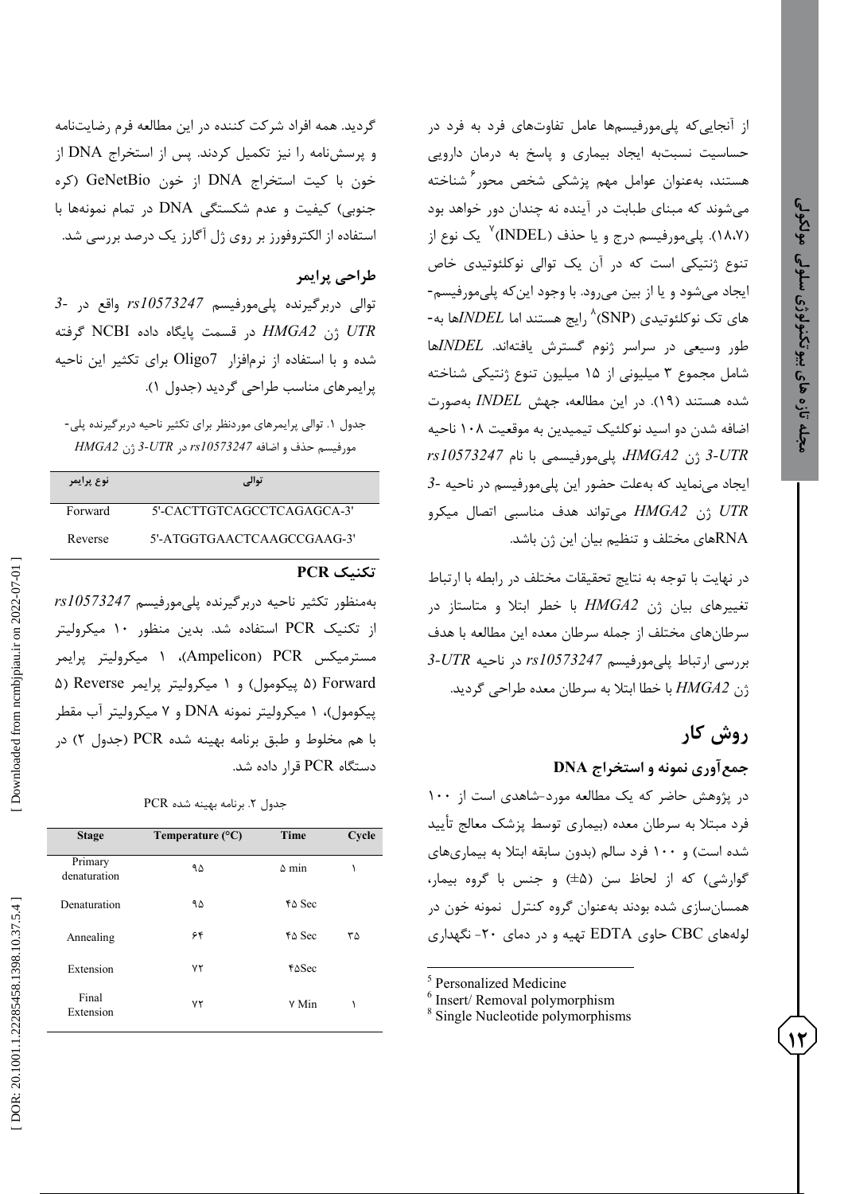از آنجایی‌که پلی‌مورفیسم‌ها عامل تفاوت‌های فرد به فرد در حساسیت نسبت‌به ایجاد بیماری و پاسخ به درمان دارویی هستند، به‌عنوان عوامل مهم پزشکی شخص محور[6] شناخته می‌شوند که مبنای طبابت در آینده نه چندان دور خواهد بود (۱۸،۷). پلی‌مورفیسم درج و یا حذف (INDEL)[7] یک نوع از تنوع ژنتیکی است که در آن یک توالی نوکلئوتیدی خاص ایجاد می‌شود و یا از بین می‌رود. با وجود این‌که پلی‌مورفیسم‌های تک نوکلئوتیدی (SNP)[8] رایج هستند اما *INDEL*ها به‌طور وسیعی در سراسر ژنوم گسترش یافته‌اند. *INDEL*ها شامل مجموع ۳ میلیونی از ۱۵ میلیون تنوع ژنتیکی شناخته شده هستند (۱۹). در این مطالعه، جهش *INDEL* به‌صورت اضافه شدن دو اسید نوکلئیک تیمیدین به موقعیت ۱۰۸ ناحیه *3-UTR* ژن *HMGA2*، پلی‌مورفیسمی با نام *rs10573247* ایجاد می‌نماید که به‌علت حضور این پلی‌مورفیسم در ناحیه *3-UTR* ژن *HMGA2* می‌تواند هدف مناسبی اتصال میکرو RNAهای مختلف و تنظیم بیان این ژن باشد.

در نهایت با توجه به نتایج تحقیقات مختلف در رابطه با ارتباط تغییرهای بیان ژن *HMGA2* با خطر ابتلا و متاستاز در سرطان‌های مختلف از جمله سرطان معده این مطالعه با هدف بررسی ارتباط پلی‌مورفیسم *rs10573247* در ناحیه *3-UTR* ژن *HMGA2* با خطا ابتلا به سرطان معده طراحی گردید.

# روش کار

## جمع‌آوری نمونه و استخراج DNA

در پژوهش حاضر که یک مطالعه مورد-شاهدی است از ۱۰۰ فرد مبتلا به سرطان معده (بیماری توسط پزشک معالج تأیید شده است) و ۱۰۰ فرد سالم (بدون سابقه ابتلا به بیماری‌های گوارشی) که از لحاظ سن (۵±) و جنس با گروه بیمار، همسان‌سازی شده بودند به‌عنوان گروه کنترل نمونه خون در لوله‌های CBC حاوی EDTA تهیه و در دمای ۲۰- نگهداری گردید. همه افراد شرکت کننده در این مطالعه فرم رضایت‌نامه و پرسش‌نامه را نیز تکمیل کردند. پس از استخراج DNA از خون با کیت استخراج DNA از خون GeNetBio (کره جنوبی) کیفیت و عدم شکستگی DNA در تمام نمونه‌ها با استفاده از الکتروفورز بر روی ژل آگارز یک درصد بررسی شد.

## طراحی پرایمر

توالی دربرگیرنده پلی‌مورفیسم *rs10573247* واقع در *3-UTR* ژن *HMGA2* در قسمت پایگاه داده NCBI گرفته شده و با استفاده از نرم‌افزار Oligo7 برای تکثیر این ناحیه پرایمرهای مناسب طراحی گردید (جدول ۱).

جدول ۱. توالی پرایمرهای موردنظر برای تکثیر ناحیه دربرگیرنده پلی‌مورفیسم حذف و اضافه *rs10573247* در *3-UTR* ژن *HMGA2*

| نوع پرایمر | توالی |
| --- | --- |
| Forward | 5'-CACTTGTCAGCCTCAGAGCA-3' |
| Reverse | 5'-ATGGTGAACTCAAGCCGAAG-3' |

## تکنیک PCR

به‌منظور تکثیر ناحیه دربرگیرنده پلی‌مورفیسم *rs10573247* از تکنیک PCR استفاده شد. بدین منظور ۱۰ میکرولیتر مسترمیکس PCR (Ampelicon)، ۱ میکرولیتر پرایمر Forward (۵ پیکومول) و ۱ میکرولیتر پرایمر Reverse (۵ پیکومول)، ۱ میکرولیتر نمونه DNA و ۷ میکرولیتر آب مقطر با هم مخلوط و طبق برنامه بهینه شده PCR (جدول ۲) در دستگاه PCR قرار داده شد.

جدول ۲. برنامه بهینه شده PCR

| Stage | Temperature (°C) | Time | Cycle |
| --- | --- | --- | --- |
| Primary denaturation | ۹۵ | ۵ min | ۱ |
| Denaturation | ۹۵ | ۴۵ Sec | |
| Annealing | ۶۴ | ۴۵ Sec | ۳۵ |
| Extension | ۷۲ | ۴۵Sec | |
| Final Extension | ۷۲ | ۷ Min | ۱ |

---

[5] Personalized Medicine
[6] Insert/ Removal polymorphism
[8] Single Nucleotide polymorphisms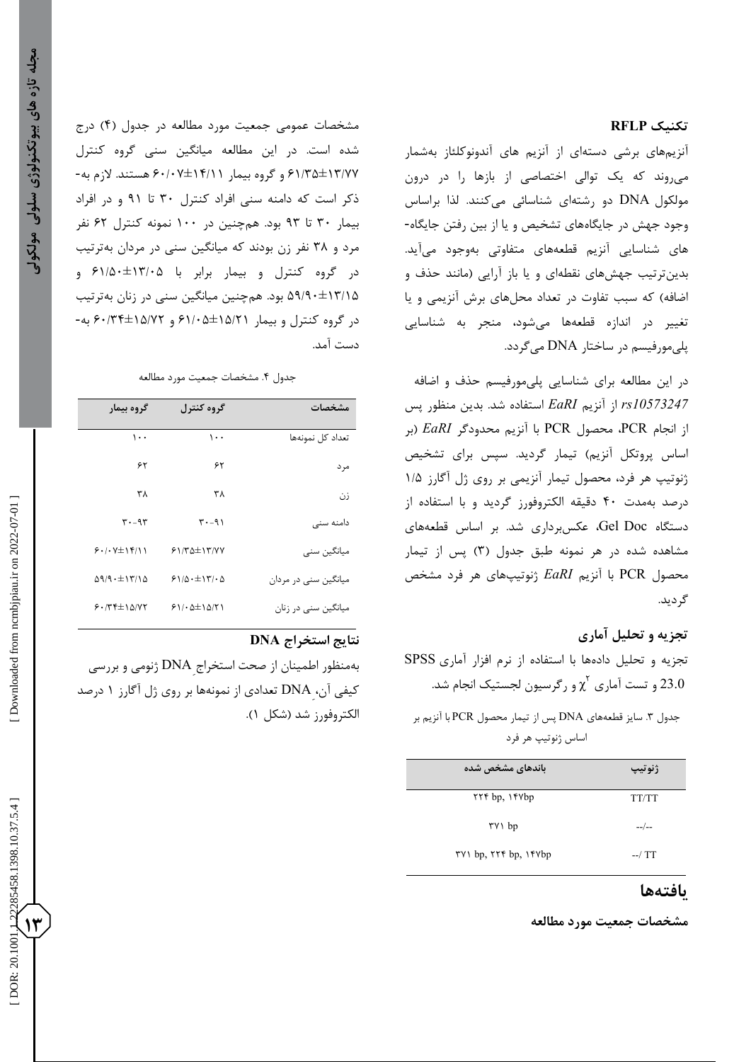### تکنیک RFLP

آنزیم‌های برشی دسته‌ای از آنزیم های آندونوکلئاز به‌شمار می‌روند که یک توالی اختصاصی از بازها را در درون مولکول DNA دو رشته‌ای شناسائی می‌کنند. لذا براساس وجود جهش در جایگاه‌های تشخیص و یا از بین رفتن جایگاه‌های شناسایی آنزیم قطعه‌های متفاوتی به‌وجود می‌آید. بدین‌ترتیب جهش‌های نقطه‌ای و یا باز آرایی (مانند حذف و اضافه) که سبب تفاوت در تعداد محل‌های برش آنزیمی و یا تغییر در اندازه قطعه‌ها می‌شود، منجر به شناسایی پلی‌مورفیسم در ساختار DNA می‌گردد.

در این مطالعه برای شناسایی پلی‌مورفیسم حذف و اضافه *rs10573247* از آنزیم *EaRI* استفاده شد. بدین منظور پس از انجام PCR، محصول PCR با آنزیم محدودگر *EaRI* (بر اساس پروتکل آنزیم) تیمار گردید. سپس برای تشخیص ژنوتیپ هر فرد، محصول تیمار آنزیمی بر روی ژل آگارز ۱/۵ درصد به‌مدت ۴۰ دقیقه الکتروفورز گردید و با استفاده از دستگاه Gel Doc، عکس‌برداری شد. بر اساس قطعه‌های مشاهده شده در هر نمونه طبق جدول (۳) پس از تیمار محصول PCR با آنزیم *EaRI* ژنوتیپ‌های هر فرد مشخص گردید.

### تجزیه و تحلیل آماری

تجزیه و تحلیل داده‌ها با استفاده از نرم افزار آماری SPSS 23.0 و تست آماری $\chi^2$ و رگرسیون لجستیک انجام شد.

جدول ۳. سایز قطعه‌های DNA پس از تیمار محصول PCR با آنزیم بر اساس ژنوتیپ هر فرد

| ژنوتیپ | باندهای مشخص شده |
|---|---|
| TT/TT | ۲۲۴ bp, ۱۴۷bp |
| --/-- | ۳۷۱ bp |
| --/ TT | ۳۷۱ bp, ۲۲۴ bp, ۱۴۷bp |

## یافته‌ها

### مشخصات جمعیت مورد مطالعه

مشخصات عمومی جمعیت مورد مطالعه در جدول (۴) درج شده است. در این مطالعه میانگین سنی گروه کنترل ۱۳/۷۷±۶۱/۳۵ و گروه بیمار ۱۴/۱۱±۶۰/۰۷ هستند. لازم به‌ذکر است که دامنه سنی افراد کنترل ۳۰ تا ۹۱ و در افراد بیمار ۳۰ تا ۹۳ بود. هم‌چنین در ۱۰۰ نمونه کنترل ۶۲ نفر مرد و ۳۸ نفر زن بودند که میانگین سنی در مردان به‌ترتیب در گروه کنترل و بیمار برابر با ۱۳/۰۵±۶۱/۵۰ و ۱۳/۱۵±۵۹/۹۰ بود. هم‌چنین میانگین سنی در زنان به‌ترتیب در گروه کنترل و بیمار ۱۵/۲۱±۶۱/۰۵ و ۱۵/۷۲±۶۰/۳۴ به‌دست آمد.

جدول ۴. مشخصات جمعیت مورد مطالعه

| مشخصات | گروه کنترل | گروه بیمار |
|---|---|---|
| تعداد کل نمونه‌ها | ۱۰۰ | ۱۰۰ |
| مرد | ۶۲ | ۶۲ |
| زن | ۳۸ | ۳۸ |
| دامنه سنی | ۹۱-۳۰ | ۹۳-۳۰ |
| میانگین سنی | ۶۱/۳۵±۱۳/۷۷ | ۶۰/۰۷±۱۴/۱۱ |
| میانگین سنی در مردان | ۶۱/۵۰±۱۳/۰۵ | ۵۹/۹۰±۱۳/۱۵ |
| میانگین سنی در زنان | ۶۱/۰۵±۱۵/۲۱ | ۶۰/۳۴±۱۵/۷۲ |

### نتایج استخراج DNA

به‌منظور اطمینان از صحت استخراجِ DNA ژنومی و بررسی کیفی آن، DNA تعدادی از نمونه‌ها بر روی ژل آگارز ۱ درصد الکتروفورز شد (شکل ۱).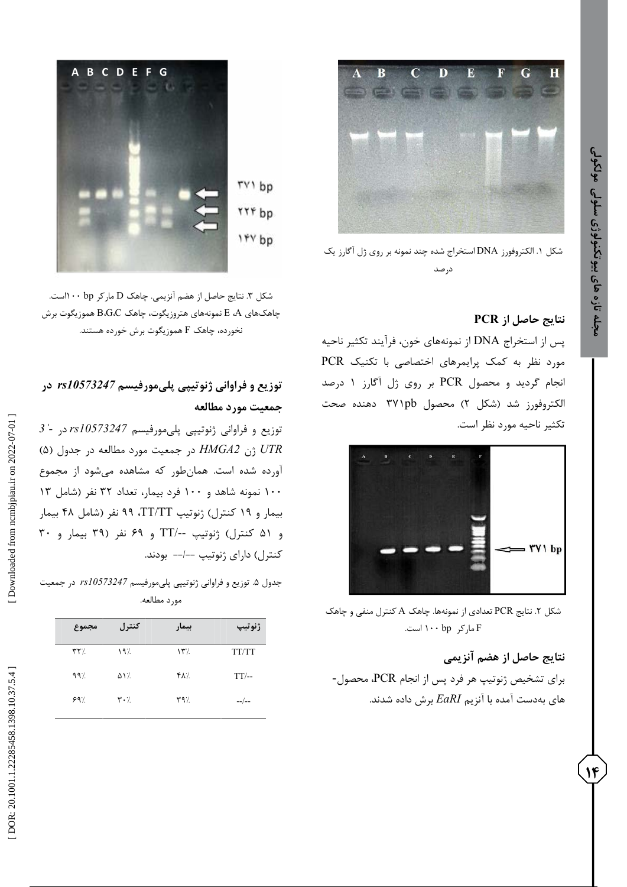شکل ۱. الکتروفورز DNA استخراج شده چند نمونه بر روی ژل آگارز یک درصد

### نتایج حاصل از PCR

پس از استخراج DNA از نمونه‌های خون، فرآیند تکثیر ناحیه مورد نظر به کمک پرایمرهای اختصاصی با تکنیک PCR انجام گردید و محصول PCR بر روی ژل آگارز ۱ درصد الکتروفورز شد (شکل ۲) محصول ۳۷۱pb دهنده صحت تکثیر ناحیه مورد نظر است.

شکل ۲. نتایج PCR تعدادی از نمونه‌ها. چاهک A کنترل منفی و چاهک F مارکر ۱۰۰ bp است.

### نتایج حاصل از هضم آنزیمی

برای تشخیص ژنوتیپ هر فرد پس از انجام PCR، محصول‌های به‌دست آمده با آنزیم *EaRI* برش داده شدند.

شکل ۳. نتایج حاصل از هضم آنزیمی. چاهک D مارکر ۱۰۰ bpاست. چاهک‌های A، E نمونه‌های هتروزیگوت، چاهک B،G،C هموزیگوت برش نخورده، چاهک F هموزیگوت برش خورده هستند.

### توزیع و فراوانی ژنوتیپی پلی‌مورفیسم *rs10573247* در جمعیت مورد مطالعه

توزیع و فراوانی ژنوتیپی پلی‌مورفیسم *rs10573247* در -'3 *UTR* ژن *HMGA2* در جمعیت مورد مطالعه در جدول (۵) آورده شده است. همان‌طور که مشاهده می‌شود از مجموع ۱۰۰ نمونه شاهد و ۱۰۰ فرد بیمار، تعداد ۳۲ نفر (شامل ۱۳ بیمار و ۱۹ کنترل) ژنوتیپ TT/TT، ۹۹ نفر (شامل ۴۸ بیمار و ۵۱ کنترل) ژنوتیپ --/TT و ۶۹ نفر (۳۹ بیمار و ۳۰ کنترل) دارای ژنوتیپ --/-- بودند.

جدول ۵. توزیع و فراوانی ژنوتیپی پلی‌مورفیسم *rs10573247* در جمعیت مورد مطالعه.

| ژنوتیپ | بیمار | کنترل | مجموع |
|---|---|---|---|
| TT/TT | ۱۳٪ | ۱۹٪ | ۳۲٪ |
| TT/-- | ۴۸٪ | ۵۱٪ | ۹۹٪ |
| --/-- | ۳۹٪ | ۳۰٪ | ۶۹٪ |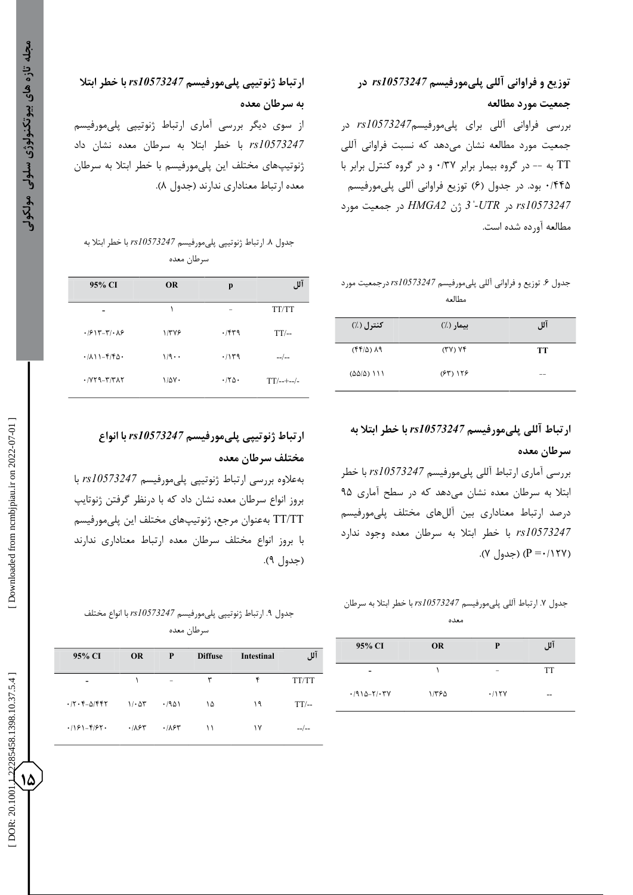## توزیع و فراوانی آللی پلی‌مورفیسم *rs10573247* در جمعیت مورد مطالعه

بررسی فراوانی آللی برای پلی‌مورفیسم*rs10573247* در جمعیت مورد مطالعه نشان می‌دهد که نسبت فراوانی آللی TT به -- در گروه بیمار برابر ۰/۳۷ و در گروه کنترل برابر با ۰/۴۴۵ بود. در جدول (۶) توزیع فراوانی آللی پلی‌مورفیسم *rs10573247* در *3'-UTR* ژن *HMGA2* در جمعیت مورد مطالعه آورده شده است.

جدول ۶. توزیع و فراوانی آللی پلی‌مورفیسم *rs10573247* درجمعیت مورد مطالعه

| آلل | بیمار (٪) | کنترل (٪) |
| --- | --- | --- |
| TT | (۳۷) ۷۴ | (۴۴/۵) ۸۹ |
| -- | (۶۳) ۱۲۶ | (۵۵/۵) ۱۱۱ |

## ارتباط آللی پلی‌مورفیسم *rs10573247* با خطر ابتلا به سرطان معده

بررسی آماری ارتباط آللی پلی‌مورفیسم *rs10573247* با خطر ابتلا به سرطان معده نشان می‌دهد که در سطح آماری ۹۵ درصد ارتباط معناداری بین آلل‌های مختلف پلی‌مورفیسم *rs10573247* با خطر ابتلا به سرطان معده وجود ندارد (P =۰/۱۲۷) (جدول ۷).

جدول ۷. ارتباط آللی پلی‌مورفیسم *rs10573247* با خطر ابتلا به سرطان معده

| آلل | P | OR | 95% CI |
| --- | --- | --- | --- |
| TT | - | ۱ | - |
| -- | ۰/۱۲۷ | ۱/۳۶۵ | ۰/۹۱۵-۲/۰۳۷ |

## ارتباط ژنوتیپی پلی‌مورفیسم *rs10573247* با خطر ابتلا به سرطان معده

از سوی دیگر بررسی آماری ارتباط ژنوتیپی پلی‌مورفیسم *rs10573247* با خطر ابتلا به سرطان معده نشان داد ژنوتیپ‌های مختلف این پلی‌مورفیسم با خطر ابتلا به سرطان معده ارتباط معناداری ندارند (جدول ۸).

جدول ۸. ارتباط ژنوتیپی پلی‌مورفیسم *rs10573247* با خطر ابتلا به سرطان معده

| آلل | p | OR | 95% CI |
| --- | --- | --- | --- |
| TT/TT | - | ۱ | - |
| TT/-- | ۰/۴۳۹ | ۱/۳۷۶ | ۰/۶۱۳-۳/۰۸۶ |
| --/-- | ۰/۱۳۹ | ۱/۹۰۰ | ۰/۸۱۱-۴/۴۵۰ |
| TT/--+--/- | ۰/۲۵۰ | ۱/۵۷۰ | ۰/۷۲۹-۳/۳۸۲ |

## ارتباط ژنوتیپی پلی‌مورفیسم *rs10573247* با انواع مختلف سرطان معده

به‌علاوه بررسی ارتباط ژنوتیپی پلی‌مورفیسم *rs10573247* با بروز انواع سرطان معده نشان داد که با درنظر گرفتن ژنوتایپ TT/TT به‌عنوان مرجع، ژنوتیپ‌های مختلف این پلی‌مورفیسم با بروز انواع مختلف سرطان معده ارتباط معناداری ندارند (جدول ۹).

جدول ۹. ارتباط ژنوتیپی پلی‌مورفیسم *rs10573247* با انواع مختلف سرطان معده

| آلل | Intestinal | Diffuse | P | OR | 95% CI |
| --- | --- | --- | --- | --- | --- |
| TT/TT | ۴ | ۳ | - | ۱ | - |
| TT/-- | ۱۹ | ۱۵ | ۰/۹۵۱ | ۱/۰۵۳ | ۰/۲۰۴-۵/۴۴۲ |
| --/-- | ۱۷ | ۱۱ | ۰/۸۶۳ | ۰/۸۶۳ | ۰/۱۶۱-۴/۶۲۰ |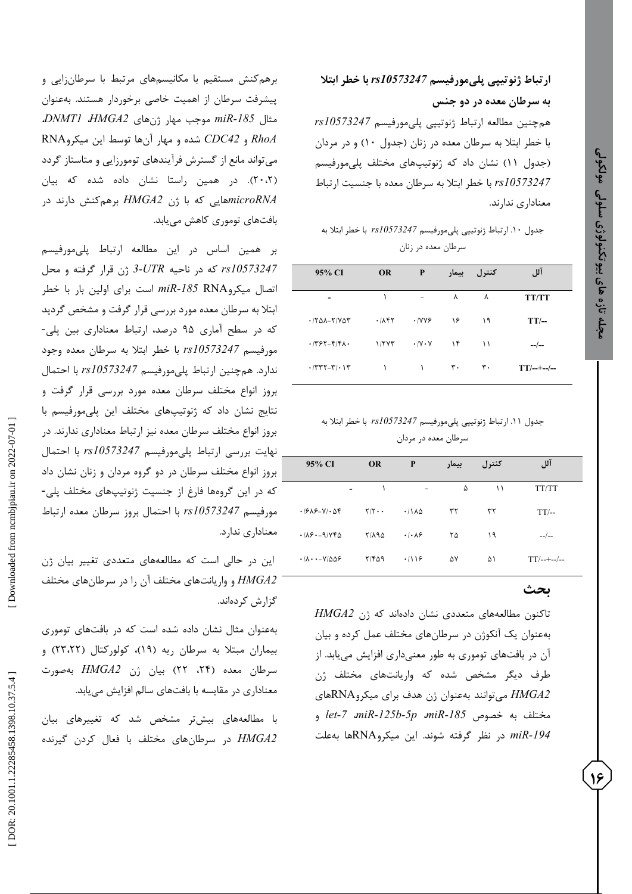### ارتباط ژنوتیپی پلی‌مورفیسم *rs10573247* با خطر ابتلا به سرطان معده در دو جنس

هم‌چنین مطالعه ارتباط ژنوتیپی پلی‌مورفیسم *rs10573247* با خطر ابتلا به سرطان معده در زنان (جدول ۱۰) و در مردان (جدول ۱۱) نشان داد که ژنوتیپ‌های مختلف پلی‌مورفیسم *rs10573247* با خطر ابتلا به سرطان معده با جنسیت ارتباط معناداری ندارند.

جدول ۱۰. ارتباط ژنوتیپی پلی‌مورفیسم *rs10573247* با خطر ابتلا به سرطان معده در زنان

| آلل | کنترل | بیمار | P | OR | 95% CI |
|---|---|---|---|---|---|
| TT/TT | ۸ | ۸ | - | ۱ | - |
| TT/-- | ۱۹ | ۱۶ | ۰/۷۷۶ | ۰/۸۴۲ | ۰/۲۵۸-۲/۷۵۳ |
| --/-- | ۱۱ | ۱۴ | ۰/۷۰۷ | ۱/۲۷۳ | ۰/۳۶۲-۴/۴۸۰ |
| TT/--+--/-- | ۳۰ | ۳۰ | ۱ | ۱ | ۰/۳۳۲-۳/۰۱۳ |

جدول ۱۱. ارتباط ژنوتیپی پلی‌مورفیسم *rs10573247* با خطر ابتلا به سرطان معده در مردان

| آلل | کنترل | بیمار | P | OR | 95% CI |
|---|---|---|---|---|---|
| TT/TT | ۱۱ | ۵ | - | ۱ | - |
| TT/-- | ۳۲ | ۳۲ | ۰/۱۸۵ | ۲/۲۰۰ | ۰/۶۸۶-۷/۰۵۴ |
| --/-- | ۱۹ | ۲۵ | ۰/۰۸۶ | ۲/۸۹۵ | ۰/۸۶۰-۹/۷۴۵ |
| TT/--+--/-- | ۵۱ | ۵۷ | ۰/۱۱۶ | ۲/۴۵۹ | ۰/۸۰۰-۷/۵۵۶ |

## بحث

تاکنون مطالعه‌های متعددی نشان داده‌اند که ژن *HMGA2* به‌عنوان یک آنکوژن در سرطان‌های مختلف عمل کرده و بیان آن در بافت‌های توموری به طور معنی‌داری افزایش می‌یابد. از طرف دیگر مشخص شده که واریانت‌های مختلف ژن *HMGA2* می‌توانند به‌عنوان ژن هدف برای میکروRNAهای مختلف به خصوص *miR-185*، *miR-125b-5p*، *let-7* و *miR-194* در نظر گرفته شوند. این میکروRNAها به‌علت برهم‌کنش مستقیم با مکانیسم‌های مرتبط با سرطان‌زایی و پیشرفت سرطان از اهمیت خاصی برخوردار هستند. به‌عنوان مثال *miR-185* موجب مهار ژن‌های *HMGA2*، *DNMT1*، *RhoA* و *CDC42* شده و مهار آن‌ها توسط این میکروRNA می‌تواند مانع از گسترش فرآیندهای تومورزایی و متاستاز گردد (۲۰،۲). در همین راستا نشان داده شده که بیان *microRNA*هایی که با ژن *HMGA2* برهم‌کنش دارند در بافت‌های توموری کاهش می‌یابد.

بر همین اساس در این مطالعه ارتباط پلی‌مورفیسم *rs10573247* که در ناحیه *3-UTR* ژن قرار گرفته و محل اتصال میکروRNA *miR-185* است برای اولین بار با خطر ابتلا به سرطان معده مورد بررسی قرار گرفت و مشخص گردید که در سطح آماری ۹۵ درصد، ارتباط معناداری بین پلی-مورفیسم *rs10573247* با خطر ابتلا به سرطان معده وجود ندارد. هم‌چنین ارتباط پلی‌مورفیسم *rs10573247* با احتمال بروز انواع مختلف سرطان معده مورد بررسی قرار گرفت و نتایج نشان داد که ژنوتیپ‌های مختلف این پلی‌مورفیسم با بروز انواع مختلف سرطان معده نیز ارتباط معناداری ندارند. در نهایت بررسی ارتباط پلی‌مورفیسم *rs10573247* با احتمال بروز انواع مختلف سرطان در دو گروه مردان و زنان نشان داد که در این گروه‌ها فارغ از جنسیت ژنوتیپ‌های مختلف پلی-مورفیسم *rs10573247* با احتمال بروز سرطان معده ارتباط معناداری ندارد.

این در حالی است که مطالعه‌های متعددی تغییر بیان ژن *HMGA2* و واریانت‌های مختلف آن را در سرطان‌های مختلف گزارش کرده‌اند.

به‌عنوان مثال نشان داده شده است که در بافت‌های توموری بیماران مبتلا به سرطان ریه (۱۹)، کولورکتال (۲۳،۲۲) و سرطان معده (۲۴، ۲۲) بیان ژن *HMGA2* به‌صورت معناداری در مقایسه با بافت‌های سالم افزایش می‌یابد.

با مطالعه‌های بیش‌تر مشخص شد که تغییرهای بیان *HMGA2* در سرطان‌های مختلف با فعال کردن گیرنده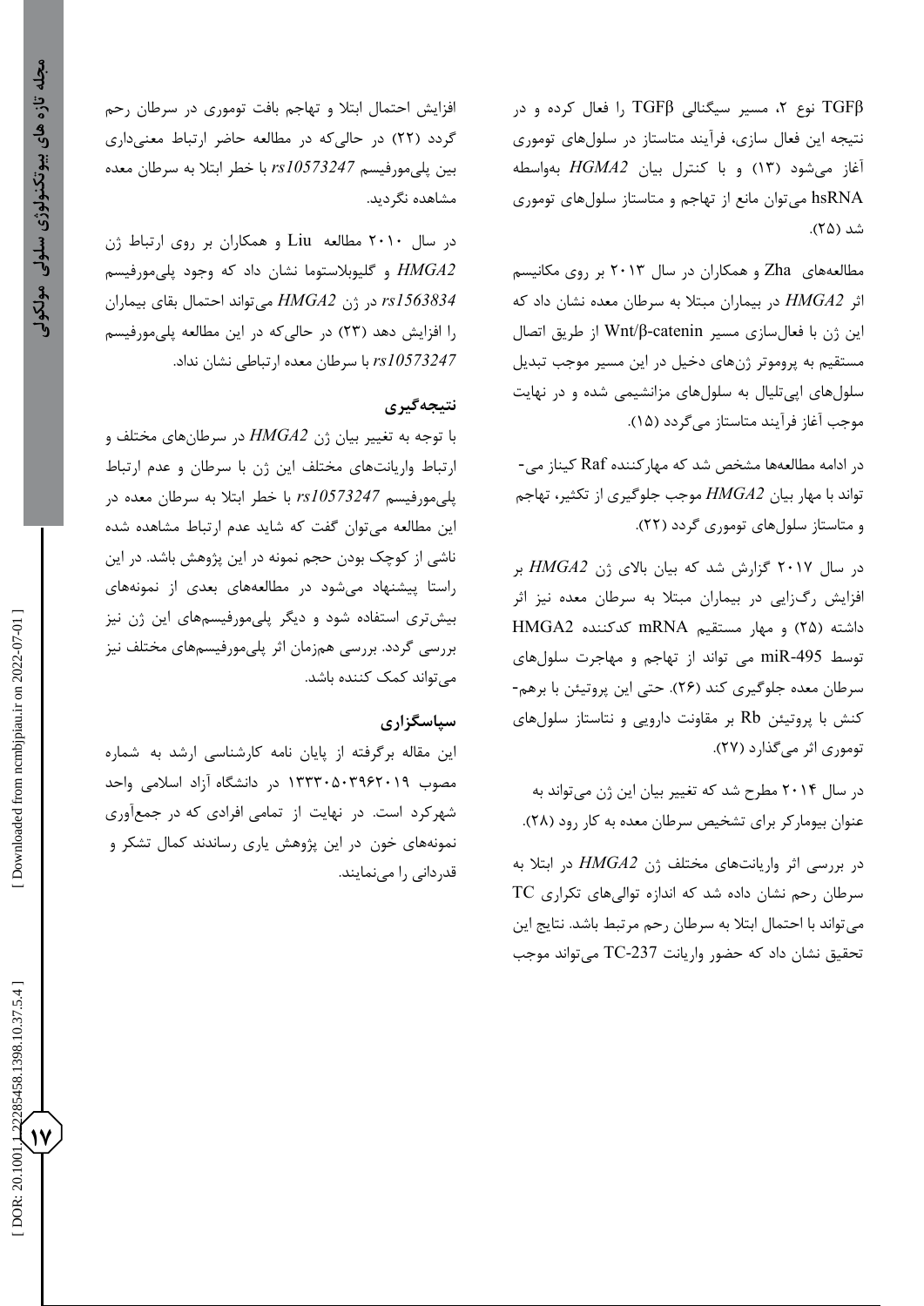TGFβ نوع ۲، مسیر سیگنالی TGFβ را فعال کرده و در نتیجه این فعال سازی، فرآیند متاستاز در سلول‌های توموری آغاز می‌شود (۱۳) و با کنترل بیان *HGMA2* به‌واسطه hsRNA می‌توان مانع از تهاجم و متاستاز سلول‌های توموری شد (۲۵).

مطالعه‌های Zha و همکاران در سال ۲۰۱۳ بر روی مکانیسم اثر *HMGA2* در بیماران مبتلا به سرطان معده نشان داد که این ژن با فعال‌سازی مسیر Wnt/β-catenin از طریق اتصال مستقیم به پروموتر ژن‌های دخیل در این مسیر موجب تبدیل سلول‌های اپی‌تلیال به سلول‌های مزانشیمی شده و در نهایت موجب آغاز فرآیند متاستاز می‌گردد (۱۵).

در ادامه مطالعه‌ها مشخص شد که مهارکننده Raf کیناز می-تواند با مهار بیان *HMGA2* موجب جلوگیری از تکثیر، تهاجم و متاستاز سلول‌های توموری گردد (۲۲).

در سال ۲۰۱۷ گزارش شد که بیان بالای ژن *HMGA2* بر افزایش رگ‌زایی در بیماران مبتلا به سرطان معده نیز اثر داشته (۲۵) و مهار مستقیم mRNA کدکننده HMGA2 توسط miR-495 می تواند از تهاجم و مهاجرت سلول‌های سرطان معده جلوگیری کند (۲۶). حتی این پروتیئن با برهم-کنش با پروتیئن Rb بر مقاومت دارویی و نتاستاز سلول‌های توموری اثر می‌گذارد (۲۷).

در سال ۲۰۱۴ مطرح شد که تغییر بیان این ژن می‌تواند به عنوان بیومارکر برای تشخیص سرطان معده به کار رود (۲۸).

در بررسی اثر واریانت‌های مختلف ژن *HMGA2* در ابتلا به سرطان رحم نشان داده شد که اندازه توالی‌های تکراری TC می‌تواند با احتمال ابتلا به سرطان رحم مرتبط باشد. نتایج این تحقیق نشان داد که حضور واریانت TC-237 می‌تواند موجب افزایش احتمال ابتلا و تهاجم بافت توموری در سرطان رحم گردد (۲۲) در حالی‌که در مطالعه حاضر ارتباط معنی‌داری بین پلی‌مورفیسم *rs10573247* با خطر ابتلا به سرطان معده مشاهده نگردید.

در سال ۲۰۱۰ مطالعه Liu و همکاران بر روی ارتباط ژن *HMGA2* و گلیوبلاستوما نشان داد که وجود پلی‌مورفیسم *rs1563834* در ژن *HMGA2* می‌تواند احتمال بقای بیماران را افزایش دهد (۲۳) در حالی‌که در این مطالعه پلی‌مورفیسم *rs10573247* با سرطان معده ارتباطی نشان نداد.

## نتیجه‌گیری

با توجه به تغییر بیان ژن *HMGA2* در سرطان‌های مختلف و ارتباط واریانت‌های مختلف این ژن با سرطان و عدم ارتباط پلی‌مورفیسم *rs10573247* با خطر ابتلا به سرطان معده در این مطالعه می‌توان گفت که شاید عدم ارتباط مشاهده شده ناشی از کوچک بودن حجم نمونه در این پژوهش باشد. در این راستا پیشنهاد می‌شود در مطالعه‌های بعدی از نمونه‌های بیش‌تری استفاده شود و دیگر پلی‌مورفیسم‌های این ژن نیز بررسی گردد. بررسی هم‌زمان اثر پلی‌مورفیسم‌های مختلف نیز می‌تواند کمک کننده باشد.

## سپاسگزاری

این مقاله برگرفته از پایان نامه کارشناسی ارشد به شماره مصوب ۱۳۳۳۰۵۰۳۹۶۲۰۱۹ در دانشگاه آزاد اسلامی واحد شهرکرد است. در نهایت از تمامی افرادی که در جمع‌آوری نمونه‌های خون در این پژوهش یاری رساندند کمال تشکر و قدردانی را می‌نمایند.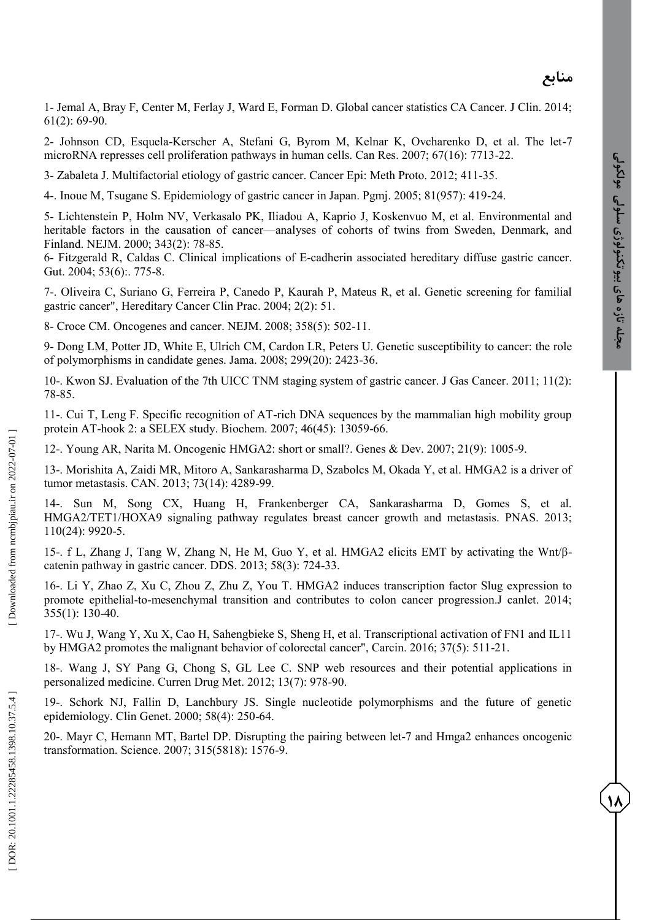## منابع

1- Jemal A, Bray F, Center M, Ferlay J, Ward E, Forman D. Global cancer statistics CA Cancer. J Clin. 2014; 61(2): 69-90.

2- Johnson CD, Esquela-Kerscher A, Stefani G, Byrom M, Kelnar K, Ovcharenko D, et al. The let-7 microRNA represses cell proliferation pathways in human cells. Can Res. 2007; 67(16): 7713-22.

3- Zabaleta J. Multifactorial etiology of gastric cancer. Cancer Epi: Meth Proto. 2012; 411-35.

4-. Inoue M, Tsugane S. Epidemiology of gastric cancer in Japan. Pgmj. 2005; 81(957): 419-24.

5- Lichtenstein P, Holm NV, Verkasalo PK, Iliadou A, Kaprio J, Koskenvuo M, et al. Environmental and heritable factors in the causation of cancer—analyses of cohorts of twins from Sweden, Denmark, and Finland. NEJM. 2000; 343(2): 78-85.

6- Fitzgerald R, Caldas C. Clinical implications of E-cadherin associated hereditary diffuse gastric cancer. Gut. 2004; 53(6):. 775-8.

7-. Oliveira C, Suriano G, Ferreira P, Canedo P, Kaurah P, Mateus R, et al. Genetic screening for familial gastric cancer", Hereditary Cancer Clin Prac. 2004; 2(2): 51.

8- Croce CM. Oncogenes and cancer. NEJM. 2008; 358(5): 502-11.

9- Dong LM, Potter JD, White E, Ulrich CM, Cardon LR, Peters U. Genetic susceptibility to cancer: the role of polymorphisms in candidate genes. Jama. 2008; 299(20): 2423-36.

10-. Kwon SJ. Evaluation of the 7th UICC TNM staging system of gastric cancer. J Gas Cancer. 2011; 11(2): 78-85.

11-. Cui T, Leng F. Specific recognition of AT-rich DNA sequences by the mammalian high mobility group protein AT-hook 2: a SELEX study. Biochem. 2007; 46(45): 13059-66.

12-. Young AR, Narita M. Oncogenic HMGA2: short or small?. Genes & Dev. 2007; 21(9): 1005-9.

13-. Morishita A, Zaidi MR, Mitoro A, Sankarasharma D, Szabolcs M, Okada Y, et al. HMGA2 is a driver of tumor metastasis. CAN. 2013; 73(14): 4289-99.

14-. Sun M, Song CX, Huang H, Frankenberger CA, Sankarasharma D, Gomes S, et al. HMGA2/TET1/HOXA9 signaling pathway regulates breast cancer growth and metastasis. PNAS. 2013; 110(24): 9920-5.

15-. f L, Zhang J, Tang W, Zhang N, He M, Guo Y, et al. HMGA2 elicits EMT by activating the Wnt/β-catenin pathway in gastric cancer. DDS. 2013; 58(3): 724-33.

16-. Li Y, Zhao Z, Xu C, Zhou Z, Zhu Z, You T. HMGA2 induces transcription factor Slug expression to promote epithelial-to-mesenchymal transition and contributes to colon cancer progression.J canlet. 2014; 355(1): 130-40.

17-. Wu J, Wang Y, Xu X, Cao H, Sahengbieke S, Sheng H, et al. Transcriptional activation of FN1 and IL11 by HMGA2 promotes the malignant behavior of colorectal cancer", Carcin. 2016; 37(5): 511-21.

18-. Wang J, SY Pang G, Chong S, GL Lee C. SNP web resources and their potential applications in personalized medicine. Curren Drug Met. 2012; 13(7): 978-90.

19-. Schork NJ, Fallin D, Lanchbury JS. Single nucleotide polymorphisms and the future of genetic epidemiology. Clin Genet. 2000; 58(4): 250-64.

20-. Mayr C, Hemann MT, Bartel DP. Disrupting the pairing between let-7 and Hmga2 enhances oncogenic transformation. Science. 2007; 315(5818): 1576-9.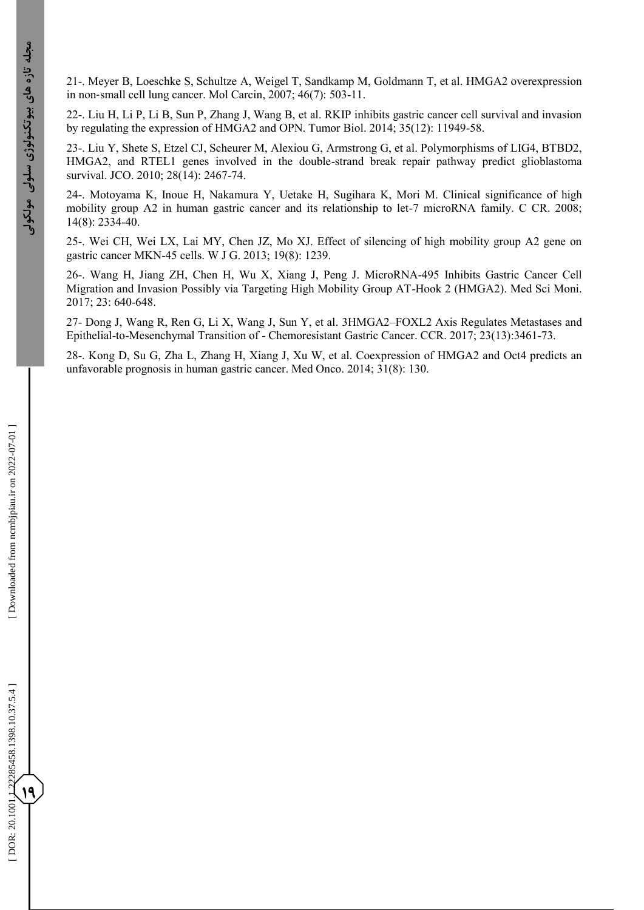21-. Meyer B, Loeschke S, Schultze A, Weigel T, Sandkamp M, Goldmann T, et al. HMGA2 overexpression in non-small cell lung cancer. Mol Carcin, 2007; 46(7): 503-11.

22-. Liu H, Li P, Li B, Sun P, Zhang J, Wang B, et al. RKIP inhibits gastric cancer cell survival and invasion by regulating the expression of HMGA2 and OPN. Tumor Biol. 2014; 35(12): 11949-58.

23-. Liu Y, Shete S, Etzel CJ, Scheurer M, Alexiou G, Armstrong G, et al. Polymorphisms of LIG4, BTBD2, HMGA2, and RTEL1 genes involved in the double-strand break repair pathway predict glioblastoma survival. JCO. 2010; 28(14): 2467-74.

24-. Motoyama K, Inoue H, Nakamura Y, Uetake H, Sugihara K, Mori M. Clinical significance of high mobility group A2 in human gastric cancer and its relationship to let-7 microRNA family. C CR. 2008; 14(8): 2334-40.

25-. Wei CH, Wei LX, Lai MY, Chen JZ, Mo XJ. Effect of silencing of high mobility group A2 gene on gastric cancer MKN-45 cells. W J G. 2013; 19(8): 1239.

26-. Wang H, Jiang ZH, Chen H, Wu X, Xiang J, Peng J. MicroRNA-495 Inhibits Gastric Cancer Cell Migration and Invasion Possibly via Targeting High Mobility Group AT-Hook 2 (HMGA2). Med Sci Moni. 2017; 23: 640-648.

27- Dong J, Wang R, Ren G, Li X, Wang J, Sun Y, et al. 3HMGA2–FOXL2 Axis Regulates Metastases and Epithelial-to-Mesenchymal Transition of - Chemoresistant Gastric Cancer. CCR. 2017; 23(13):3461-73.

28-. Kong D, Su G, Zha L, Zhang H, Xiang J, Xu W, et al. Coexpression of HMGA2 and Oct4 predicts an unfavorable prognosis in human gastric cancer. Med Onco. 2014; 31(8): 130.